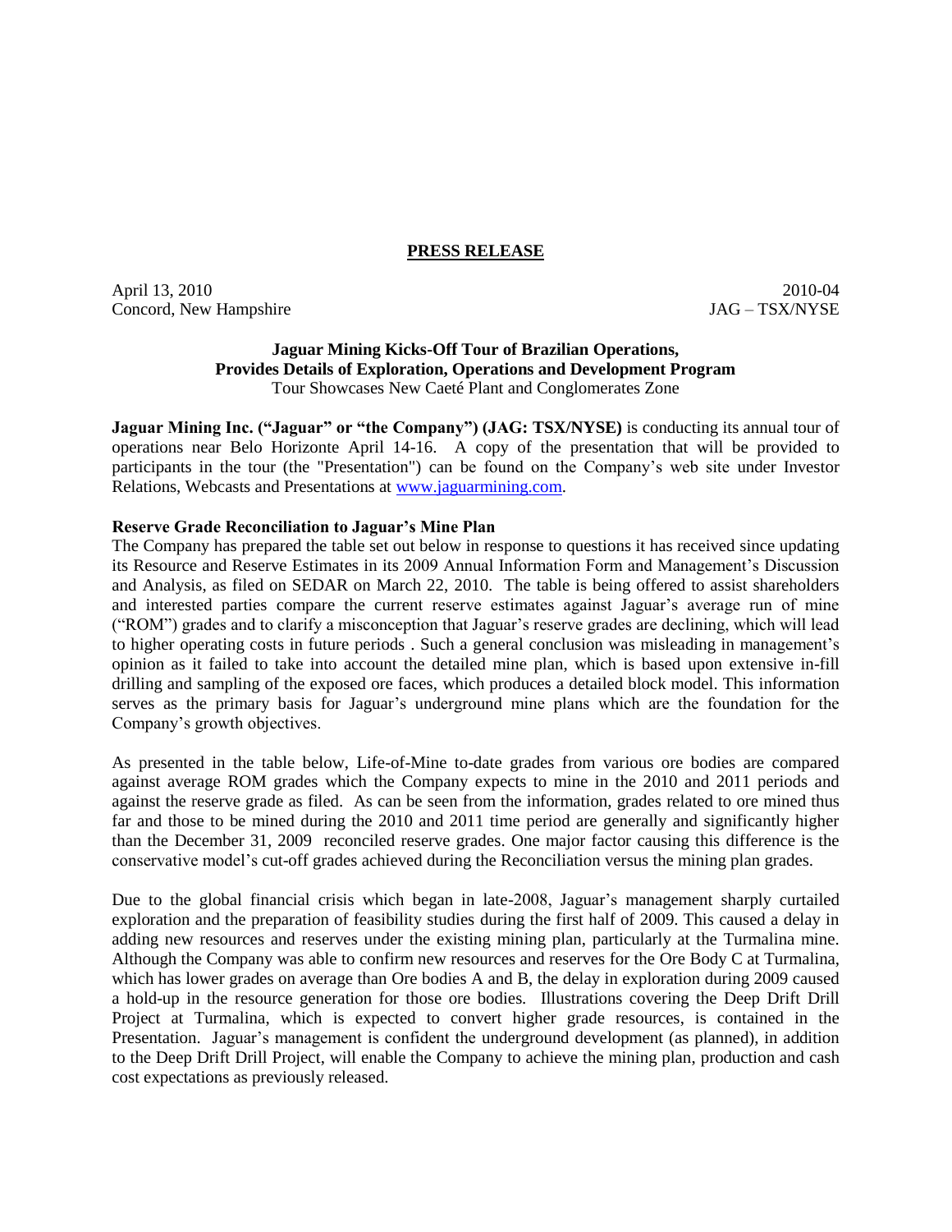**PRESS RELEASE**

April 13, 2010 2010-04
Concord, New Hampshire JAG – TSX/NYSE

**Jaguar Mining Kicks-Off Tour of Brazilian Operations,**
**Provides Details of Exploration, Operations and Development Program**
Tour Showcases New Caeté Plant and Conglomerates Zone

**Jaguar Mining Inc. ("Jaguar" or "the Company") (JAG: TSX/NYSE)** is conducting its annual tour of operations near Belo Horizonte April 14-16. A copy of the presentation that will be provided to participants in the tour (the "Presentation") can be found on the Company's web site under Investor Relations, Webcasts and Presentations at www.jaguarmining.com.

**Reserve Grade Reconciliation to Jaguar's Mine Plan**

The Company has prepared the table set out below in response to questions it has received since updating its Resource and Reserve Estimates in its 2009 Annual Information Form and Management's Discussion and Analysis, as filed on SEDAR on March 22, 2010. The table is being offered to assist shareholders and interested parties compare the current reserve estimates against Jaguar's average run of mine ("ROM") grades and to clarify a misconception that Jaguar's reserve grades are declining, which will lead to higher operating costs in future periods . Such a general conclusion was misleading in management's opinion as it failed to take into account the detailed mine plan, which is based upon extensive in-fill drilling and sampling of the exposed ore faces, which produces a detailed block model. This information serves as the primary basis for Jaguar's underground mine plans which are the foundation for the Company's growth objectives.

As presented in the table below, Life-of-Mine to-date grades from various ore bodies are compared against average ROM grades which the Company expects to mine in the 2010 and 2011 periods and against the reserve grade as filed. As can be seen from the information, grades related to ore mined thus far and those to be mined during the 2010 and 2011 time period are generally and significantly higher than the December 31, 2009 reconciled reserve grades. One major factor causing this difference is the conservative model's cut-off grades achieved during the Reconciliation versus the mining plan grades.

Due to the global financial crisis which began in late-2008, Jaguar's management sharply curtailed exploration and the preparation of feasibility studies during the first half of 2009. This caused a delay in adding new resources and reserves under the existing mining plan, particularly at the Turmalina mine. Although the Company was able to confirm new resources and reserves for the Ore Body C at Turmalina, which has lower grades on average than Ore bodies A and B, the delay in exploration during 2009 caused a hold-up in the resource generation for those ore bodies. Illustrations covering the Deep Drift Drill Project at Turmalina, which is expected to convert higher grade resources, is contained in the Presentation. Jaguar's management is confident the underground development (as planned), in addition to the Deep Drift Drill Project, will enable the Company to achieve the mining plan, production and cash cost expectations as previously released.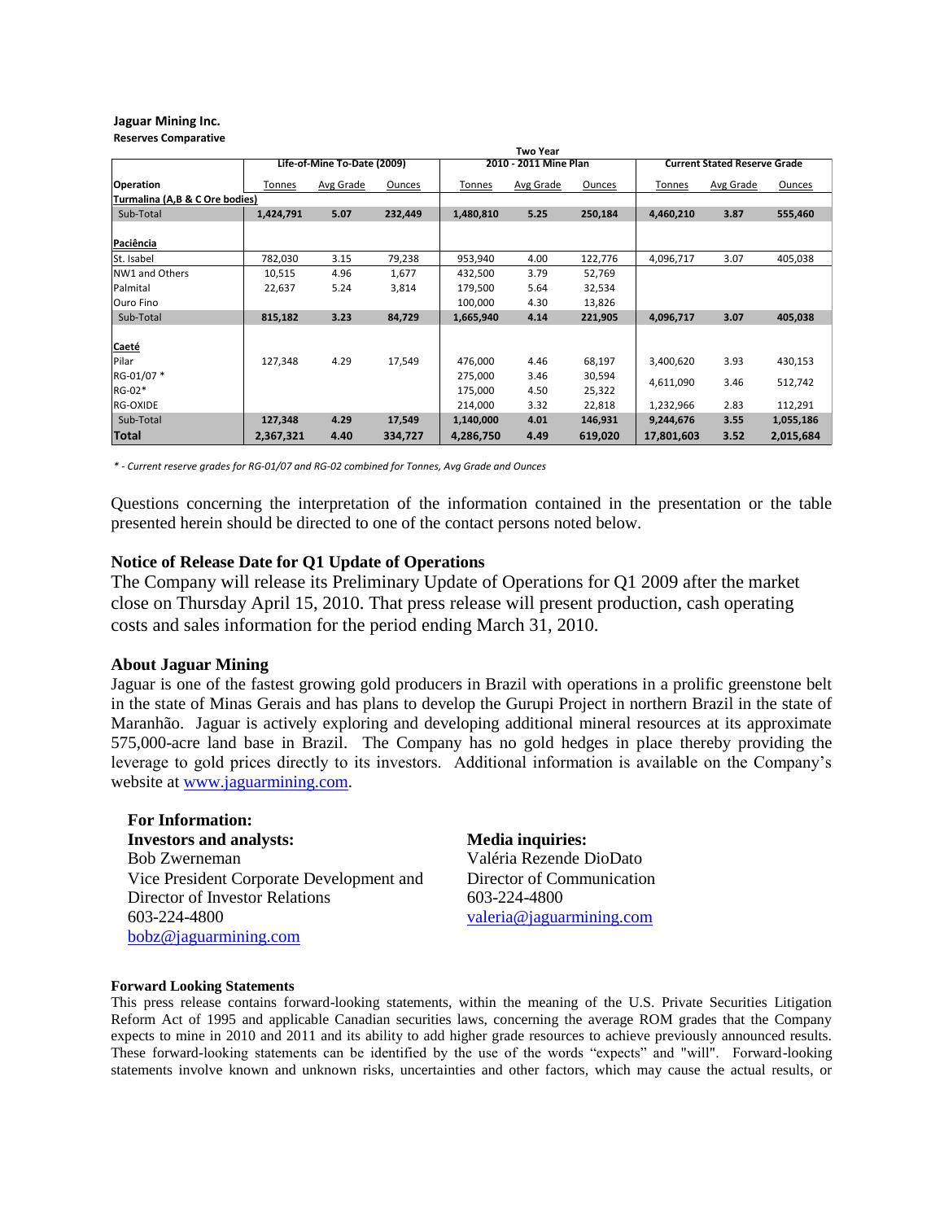**Jaguar Mining Inc.**
**Reserves Comparative**

| Operation | Life-of-Mine To-Date (2009) | | | Two Year 2010 - 2011 Mine Plan | | | Current Stated Reserve Grade | | |
|---|---|---|---|---|---|---|---|---|---|
| | Tonnes | Avg Grade | Ounces | Tonnes | Avg Grade | Ounces | Tonnes | Avg Grade | Ounces |
| **Turmalina (A,B & C Ore bodies)** | | | | | | | | | |
| Sub-Total | **1,424,791** | **5.07** | **232,449** | **1,480,810** | **5.25** | **250,184** | **4,460,210** | **3.87** | **555,460** |
| **Paciência** | | | | | | | | | |
| St. Isabel | 782,030 | 3.15 | 79,238 | 953,940 | 4.00 | 122,776 | 4,096,717 | 3.07 | 405,038 |
| NW1 and Others | 10,515 | 4.96 | 1,677 | 432,500 | 3.79 | 52,769 | | | |
| Palmital | 22,637 | 5.24 | 3,814 | 179,500 | 5.64 | 32,534 | | | |
| Ouro Fino | | | | 100,000 | 4.30 | 13,826 | | | |
| Sub-Total | **815,182** | **3.23** | **84,729** | **1,665,940** | **4.14** | **221,905** | **4,096,717** | **3.07** | **405,038** |
| **Caeté** | | | | | | | | | |
| Pilar | 127,348 | 4.29 | 17,549 | 476,000 | 4.46 | 68,197 | 3,400,620 | 3.93 | 430,153 |
| RG-01/07 * | | | | 275,000 | 3.46 | 30,594 | 4,611,090 | 3.46 | 512,742 |
| RG-02* | | | | 175,000 | 4.50 | 25,322 | | | |
| RG-OXIDE | | | | 214,000 | 3.32 | 22,818 | 1,232,966 | 2.83 | 112,291 |
| Sub-Total | **127,348** | **4.29** | **17,549** | **1,140,000** | **4.01** | **146,931** | **9,244,676** | **3.55** | **1,055,186** |
| **Total** | **2,367,321** | **4.40** | **334,727** | **4,286,750** | **4.49** | **619,020** | **17,801,603** | **3.52** | **2,015,684** |

*\* - Current reserve grades for RG-01/07 and RG-02 combined for Tonnes, Avg Grade and Ounces*

Questions concerning the interpretation of the information contained in the presentation or the table presented herein should be directed to one of the contact persons noted below.

**Notice of Release Date for Q1 Update of Operations**

The Company will release its Preliminary Update of Operations for Q1 2009 after the market close on Thursday April 15, 2010. That press release will present production, cash operating costs and sales information for the period ending March 31, 2010.

**About Jaguar Mining**

Jaguar is one of the fastest growing gold producers in Brazil with operations in a prolific greenstone belt in the state of Minas Gerais and has plans to develop the Gurupi Project in northern Brazil in the state of Maranhão. Jaguar is actively exploring and developing additional mineral resources at its approximate 575,000-acre land base in Brazil. The Company has no gold hedges in place thereby providing the leverage to gold prices directly to its investors. Additional information is available on the Company's website at www.jaguarmining.com.

**For Information:**

**Investors and analysts:**
Bob Zwerneman
Vice President Corporate Development and Director of Investor Relations
603-224-4800
bobz@jaguarmining.com

**Media inquiries:**
Valéria Rezende DioDato
Director of Communication
603-224-4800
valeria@jaguarmining.com

**Forward Looking Statements**

This press release contains forward-looking statements, within the meaning of the U.S. Private Securities Litigation Reform Act of 1995 and applicable Canadian securities laws, concerning the average ROM grades that the Company expects to mine in 2010 and 2011 and its ability to add higher grade resources to achieve previously announced results. These forward-looking statements can be identified by the use of the words "expects" and "will". Forward-looking statements involve known and unknown risks, uncertainties and other factors, which may cause the actual results, or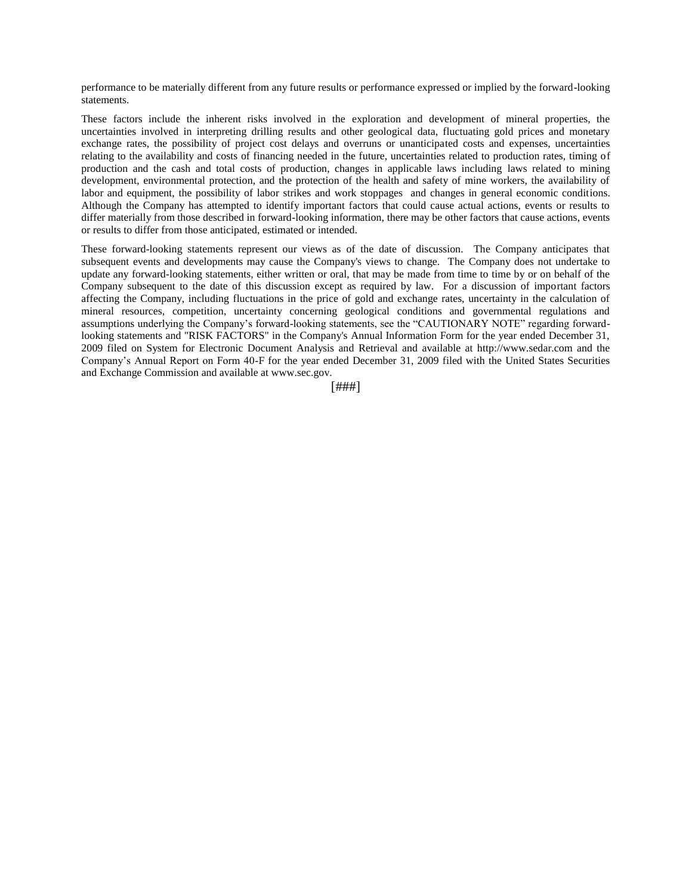performance to be materially different from any future results or performance expressed or implied by the forward-looking statements.

These factors include the inherent risks involved in the exploration and development of mineral properties, the uncertainties involved in interpreting drilling results and other geological data, fluctuating gold prices and monetary exchange rates, the possibility of project cost delays and overruns or unanticipated costs and expenses, uncertainties relating to the availability and costs of financing needed in the future, uncertainties related to production rates, timing of production and the cash and total costs of production, changes in applicable laws including laws related to mining development, environmental protection, and the protection of the health and safety of mine workers, the availability of labor and equipment, the possibility of labor strikes and work stoppages and changes in general economic conditions. Although the Company has attempted to identify important factors that could cause actual actions, events or results to differ materially from those described in forward-looking information, there may be other factors that cause actions, events or results to differ from those anticipated, estimated or intended.

These forward-looking statements represent our views as of the date of discussion. The Company anticipates that subsequent events and developments may cause the Company's views to change. The Company does not undertake to update any forward-looking statements, either written or oral, that may be made from time to time by or on behalf of the Company subsequent to the date of this discussion except as required by law. For a discussion of important factors affecting the Company, including fluctuations in the price of gold and exchange rates, uncertainty in the calculation of mineral resources, competition, uncertainty concerning geological conditions and governmental regulations and assumptions underlying the Company's forward-looking statements, see the "CAUTIONARY NOTE" regarding forward-looking statements and "RISK FACTORS" in the Company's Annual Information Form for the year ended December 31, 2009 filed on System for Electronic Document Analysis and Retrieval and available at http://www.sedar.com and the Company's Annual Report on Form 40-F for the year ended December 31, 2009 filed with the United States Securities and Exchange Commission and available at www.sec.gov.

[###]